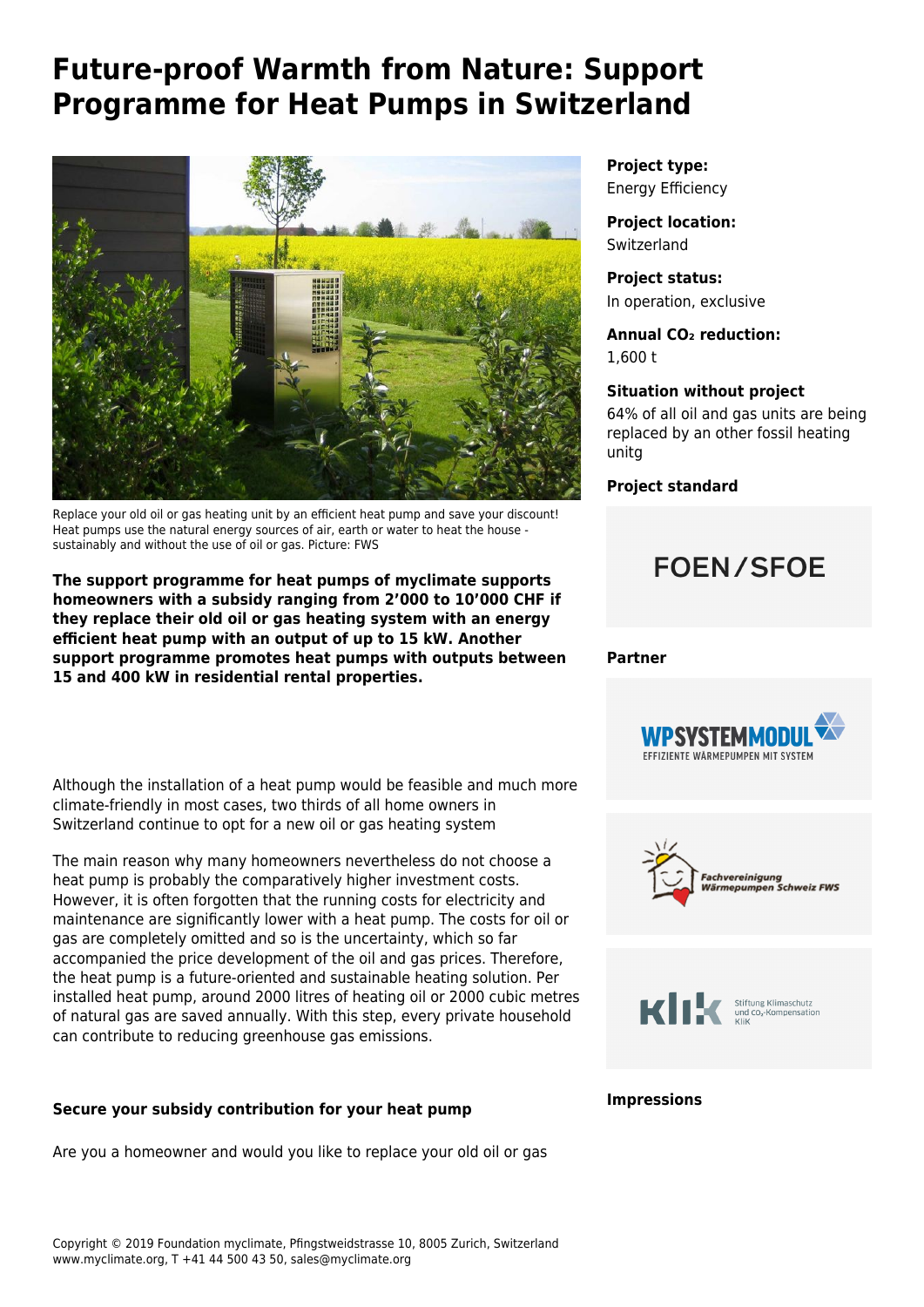# Future-proof Warmth from Nature: Support Programme for Heat Pumps in Switzerland

Replace your old oil or gas heating unit by an efficient heat pump and save your discount! Heat pumps use the natural energy sources of air, earth or water to heat the house - sustainably and without the use of oil or gas. Picture: FWS

**The support programme for heat pumps of myclimate supports homeowners with a subsidy ranging from 2'000 to 10'000 CHF if they replace their old oil or gas heating system with an energy efficient heat pump with an output of up to 15 kW. Another support programme promotes heat pumps with outputs between 15 and 400 kW in residential rental properties.**

Although the installation of a heat pump would be feasible and much more climate-friendly in most cases, two thirds of all home owners in Switzerland continue to opt for a new oil or gas heating system

The main reason why many homeowners nevertheless do not choose a heat pump is probably the comparatively higher investment costs. However, it is often forgotten that the running costs for electricity and maintenance are significantly lower with a heat pump. The costs for oil or gas are completely omitted and so is the uncertainty, which so far accompanied the price development of the oil and gas prices. Therefore, the heat pump is a future-oriented and sustainable heating solution. Per installed heat pump, around 2000 litres of heating oil or 2000 cubic metres of natural gas are saved annually. With this step, every private household can contribute to reducing greenhouse gas emissions.

### Secure your subsidy contribution for your heat pump

Are you a homeowner and would you like to replace your old oil or gas

**Project type:**
Energy Efficiency

**Project location:**
Switzerland

**Project status:**
In operation, exclusive

**Annual $CO_2$ reduction:**
1,600 t

**Situation without project**
64% of all oil and gas units are being replaced by an other fossil heating unitg

**Project standard**

FOEN/SFOE

**Partner**

WPSYSTEMMODUL – EFFIZIENTE WÄRMEPUMPEN MIT SYSTEM

Fachvereinigung Wärmepumpen Schweiz FWS

Klik – Stiftung Klimaschutz und $CO_2$-Kompensation KliK

**Impressions**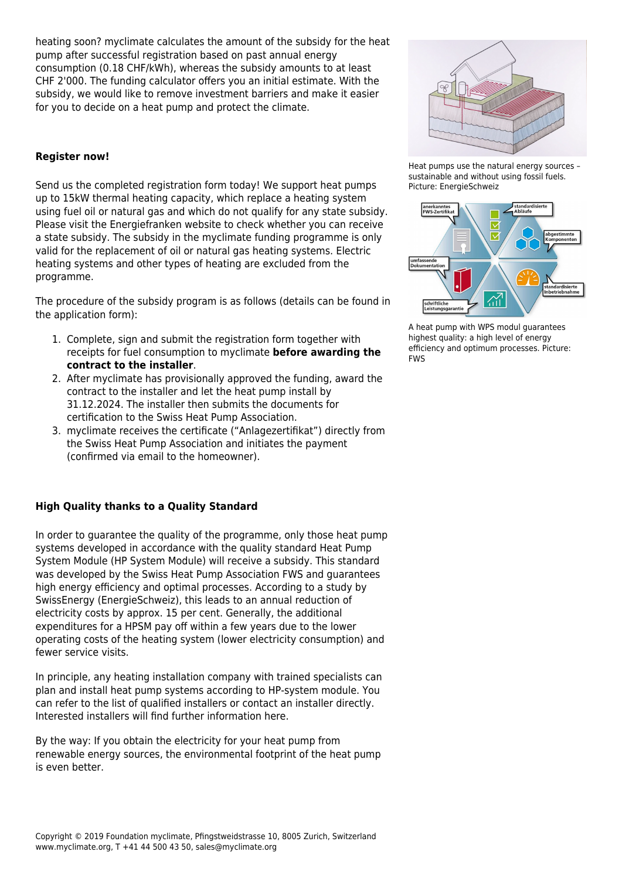heating soon? myclimate calculates the amount of the subsidy for the heat pump after successful registration based on past annual energy consumption (0.18 CHF/kWh), whereas the subsidy amounts to at least CHF 2'000. The funding calculator offers you an initial estimate. With the subsidy, we would like to remove investment barriers and make it easier for you to decide on a heat pump and protect the climate.

Heat pumps use the natural energy sources – sustainable and without using fossil fuels. Picture: EnergieSchweiz

A heat pump with WPS modul guarantees highest quality: a high level of energy efficiency and optimum processes. Picture: FWS

**Register now!**

Send us the completed registration form today! We support heat pumps up to 15kW thermal heating capacity, which replace a heating system using fuel oil or natural gas and which do not qualify for any state subsidy. Please visit the Energiefranken website to check whether you can receive a state subsidy. The subsidy in the myclimate funding programme is only valid for the replacement of oil or natural gas heating systems. Electric heating systems and other types of heating are excluded from the programme.

The procedure of the subsidy program is as follows (details can be found in the application form):

1. Complete, sign and submit the registration form together with receipts for fuel consumption to myclimate **before awarding the contract to the installer**.
2. After myclimate has provisionally approved the funding, award the contract to the installer and let the heat pump install by 31.12.2024. The installer then submits the documents for certification to the Swiss Heat Pump Association.
3. myclimate receives the certificate ("Anlagezertifikat") directly from the Swiss Heat Pump Association and initiates the payment (confirmed via email to the homeowner).

**High Quality thanks to a Quality Standard**

In order to guarantee the quality of the programme, only those heat pump systems developed in accordance with the quality standard Heat Pump System Module (HP System Module) will receive a subsidy. This standard was developed by the Swiss Heat Pump Association FWS and guarantees high energy efficiency and optimal processes. According to a study by SwissEnergy (EnergieSchweiz), this leads to an annual reduction of electricity costs by approx. 15 per cent. Generally, the additional expenditures for a HPSM pay off within a few years due to the lower operating costs of the heating system (lower electricity consumption) and fewer service visits.

In principle, any heating installation company with trained specialists can plan and install heat pump systems according to HP-system module. You can refer to the list of qualified installers or contact an installer directly. Interested installers will find further information here.

By the way: If you obtain the electricity for your heat pump from renewable energy sources, the environmental footprint of the heat pump is even better.

Copyright © 2019 Foundation myclimate, Pfingstweidstrasse 10, 8005 Zurich, Switzerland
www.myclimate.org, T +41 44 500 43 50, sales@myclimate.org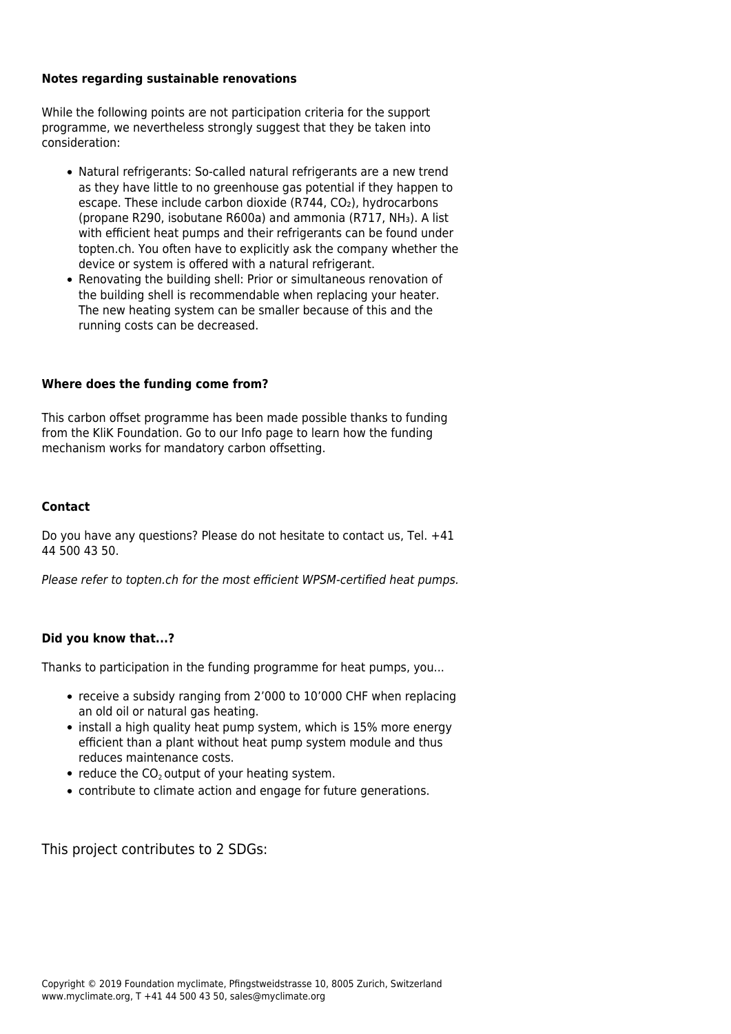**Notes regarding sustainable renovations**

While the following points are not participation criteria for the support programme, we nevertheless strongly suggest that they be taken into consideration:

- Natural refrigerants: So-called natural refrigerants are a new trend as they have little to no greenhouse gas potential if they happen to escape. These include carbon dioxide (R744, $CO_2$), hydrocarbons (propane R290, isobutane R600a) and ammonia (R717, $NH_3$). A list with efficient heat pumps and their refrigerants can be found under topten.ch. You often have to explicitly ask the company whether the device or system is offered with a natural refrigerant.
- Renovating the building shell: Prior or simultaneous renovation of the building shell is recommendable when replacing your heater. The new heating system can be smaller because of this and the running costs can be decreased.

**Where does the funding come from?**

This carbon offset programme has been made possible thanks to funding from the KliK Foundation. Go to our Info page to learn how the funding mechanism works for mandatory carbon offsetting.

**Contact**

Do you have any questions? Please do not hesitate to contact us, Tel. +41 44 500 43 50.

*Please refer to topten.ch for the most efficient WPSM-certified heat pumps.*

**Did you know that...?**

Thanks to participation in the funding programme for heat pumps, you...

- receive a subsidy ranging from 2'000 to 10'000 CHF when replacing an old oil or natural gas heating.
- install a high quality heat pump system, which is 15% more energy efficient than a plant without heat pump system module and thus reduces maintenance costs.
- reduce the $CO_2$ output of your heating system.
- contribute to climate action and engage for future generations.

This project contributes to 2 SDGs:

Copyright © 2019 Foundation myclimate, Pfingstweidstrasse 10, 8005 Zurich, Switzerland
www.myclimate.org, T +41 44 500 43 50, sales@myclimate.org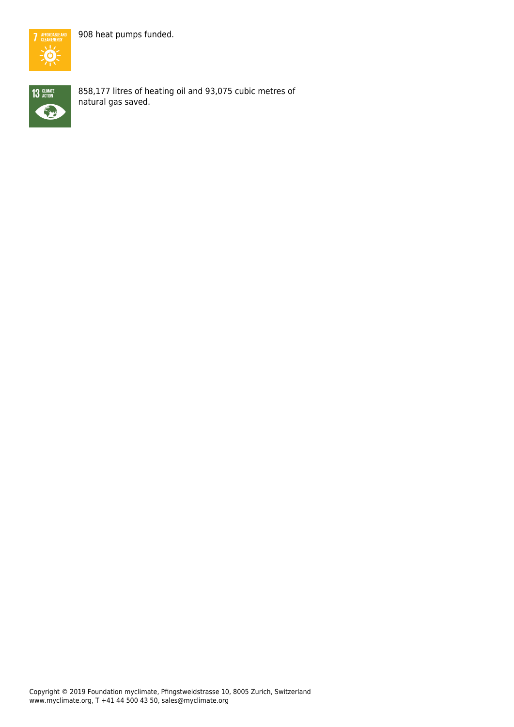908 heat pumps funded.

858,177 litres of heating oil and 93,075 cubic metres of natural gas saved.

Copyright © 2019 Foundation myclimate, Pfingstweidstrasse 10, 8005 Zurich, Switzerland
www.myclimate.org, T +41 44 500 43 50, sales@myclimate.org